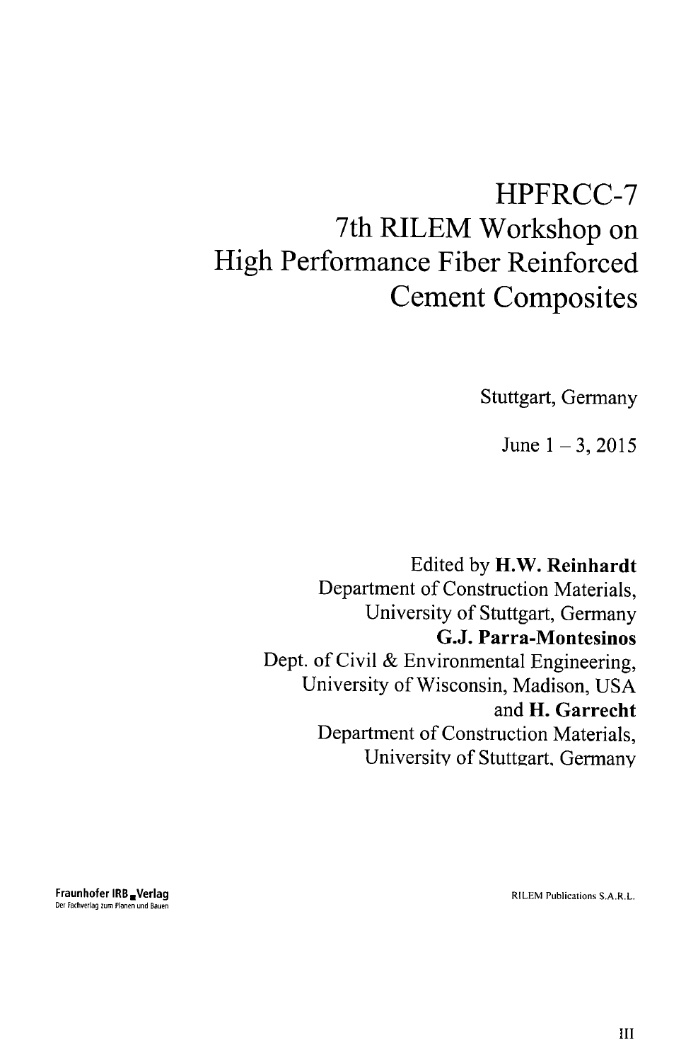# HPFRCC-7

# 7th RILEM Workshop on High Performance Fiber Reinforced Cement Composites

Stuttgart, Germany

June 1 – 3, 2015

Edited by **H.W. Reinhardt**
Department of Construction Materials,
University of Stuttgart, Germany
**G.J. Parra-Montesinos**
Dept. of Civil & Environmental Engineering,
University of Wisconsin, Madison, USA
and **H. Garrecht**
Department of Construction Materials,
University of Stuttgart, Germany

**Fraunhofer IRB Verlag**
Der Fachverlag zum Planen und Bauen

RILEM Publications S.A.R.L.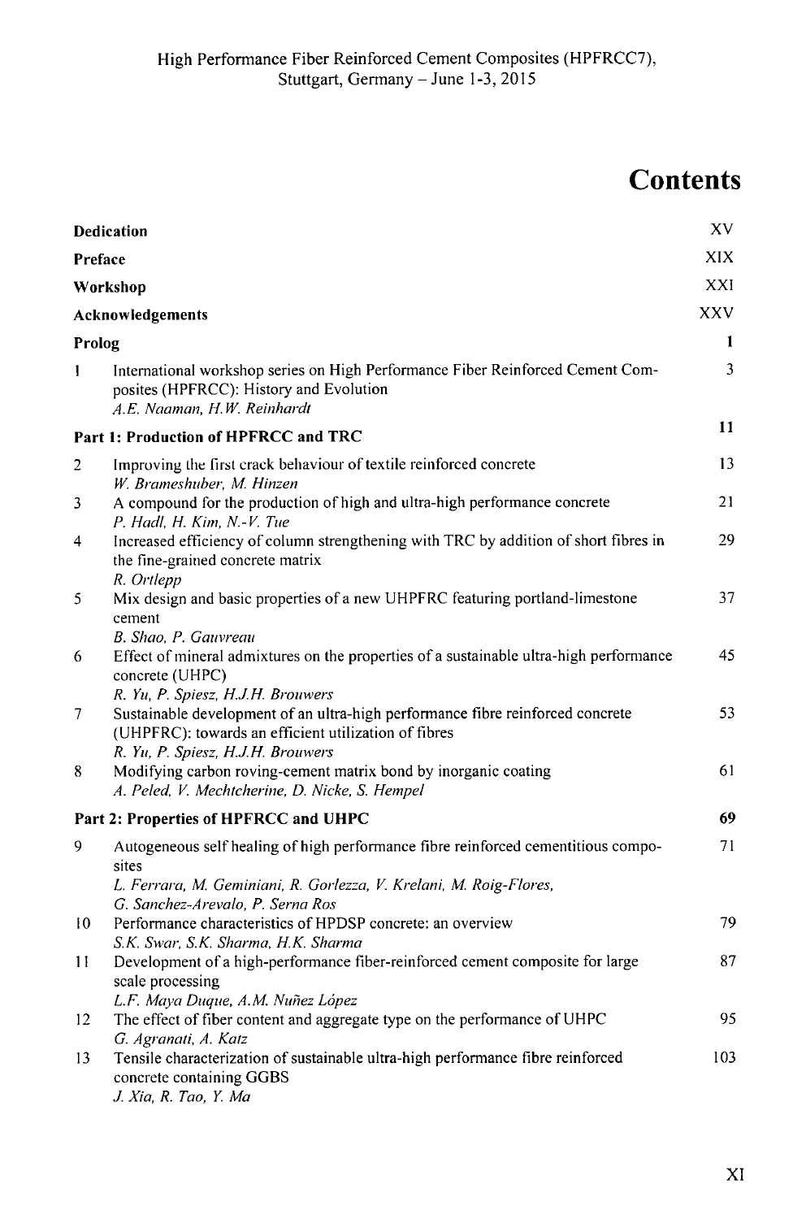# Contents

| | | |
|---|---|---|
| **Dedication** | | XV |
| **Preface** | | XIX |
| **Workshop** | | XXI |
| **Acknowledgements** | | XXV |
| **Prolog** | | **1** |
| 1 | International workshop series on High Performance Fiber Reinforced Cement Composites (HPFRCC): History and Evolution<br>*A.E. Naaman, H.W. Reinhardt* | 3 |
| **Part 1: Production of HPFRCC and TRC** | | **11** |
| 2 | Improving the first crack behaviour of textile reinforced concrete<br>*W. Brameshuber, M. Hinzen* | 13 |
| 3 | A compound for the production of high and ultra-high performance concrete<br>*P. Hadl, H. Kim, N.-V. Tue* | 21 |
| 4 | Increased efficiency of column strengthening with TRC by addition of short fibres in the fine-grained concrete matrix<br>*R. Ortlepp* | 29 |
| 5 | Mix design and basic properties of a new UHPFRC featuring portland-limestone cement<br>*B. Shao, P. Gauvreau* | 37 |
| 6 | Effect of mineral admixtures on the properties of a sustainable ultra-high performance concrete (UHPC)<br>*R. Yu, P. Spiesz, H.J.H. Brouwers* | 45 |
| 7 | Sustainable development of an ultra-high performance fibre reinforced concrete (UHPFRC): towards an efficient utilization of fibres<br>*R. Yu, P. Spiesz, H.J.H. Brouwers* | 53 |
| 8 | Modifying carbon roving-cement matrix bond by inorganic coating<br>*A. Peled, V. Mechtcherine, D. Nicke, S. Hempel* | 61 |
| **Part 2: Properties of HPFRCC and UHPC** | | **69** |
| 9 | Autogeneous self healing of high performance fibre reinforced cementitious composites<br>*L. Ferrara, M. Geminiani, R. Gorlezza, V. Krelani, M. Roig-Flores, G. Sanchez-Arevalo, P. Serna Ros* | 71 |
| 10 | Performance characteristics of HPDSP concrete: an overview<br>*S.K. Swar, S.K. Sharma, H.K. Sharma* | 79 |
| 11 | Development of a high-performance fiber-reinforced cement composite for large scale processing<br>*L.F. Maya Duque, A.M. Nuñez López* | 87 |
| 12 | The effect of fiber content and aggregate type on the performance of UHPC<br>*G. Agranati, A. Katz* | 95 |
| 13 | Tensile characterization of sustainable ultra-high performance fibre reinforced concrete containing GGBS<br>*J. Xia, R. Tao, Y. Ma* | 103 |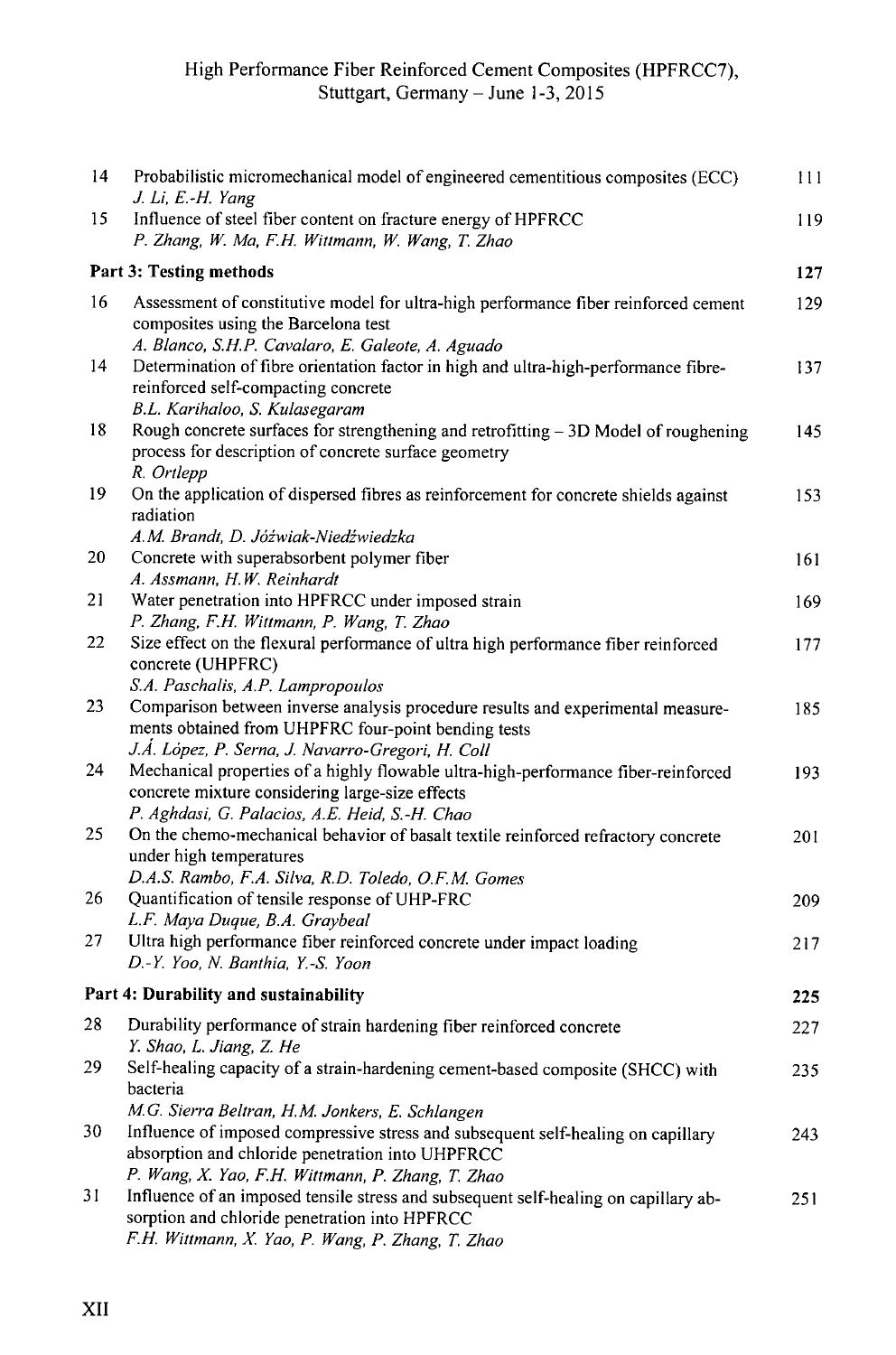| | | |
|---|---|---|
| 14 | Probabilistic micromechanical model of engineered cementitious composites (ECC)<br>*J. Li, E.-H. Yang* | 111 |
| 15 | Influence of steel fiber content on fracture energy of HPFRCC<br>*P. Zhang, W. Ma, F.H. Wittmann, W. Wang, T. Zhao* | 119 |
| **Part 3: Testing methods** | | **127** |
| 16 | Assessment of constitutive model for ultra-high performance fiber reinforced cement composites using the Barcelona test<br>*A. Blanco, S.H.P. Cavalaro, E. Galeote, A. Aguado* | 129 |
| 14 | Determination of fibre orientation factor in high and ultra-high-performance fibre-reinforced self-compacting concrete<br>*B.L. Karihaloo, S. Kulasegaram* | 137 |
| 18 | Rough concrete surfaces for strengthening and retrofitting – 3D Model of roughening process for description of concrete surface geometry<br>*R. Ortlepp* | 145 |
| 19 | On the application of dispersed fibres as reinforcement for concrete shields against radiation<br>*A.M. Brandt, D. Jóźwiak-Niedźwiedzka* | 153 |
| 20 | Concrete with superabsorbent polymer fiber<br>*A. Assmann, H.W. Reinhardt* | 161 |
| 21 | Water penetration into HPFRCC under imposed strain<br>*P. Zhang, F.H. Wittmann, P. Wang, T. Zhao* | 169 |
| 22 | Size effect on the flexural performance of ultra high performance fiber reinforced concrete (UHPFRC)<br>*S.A. Paschalis, A.P. Lampropoulos* | 177 |
| 23 | Comparison between inverse analysis procedure results and experimental measurements obtained from UHPFRC four-point bending tests<br>*J.Á. López, P. Serna, J. Navarro-Gregori, H. Coll* | 185 |
| 24 | Mechanical properties of a highly flowable ultra-high-performance fiber-reinforced concrete mixture considering large-size effects<br>*P. Aghdasi, G. Palacios, A.E. Heid, S.-H. Chao* | 193 |
| 25 | On the chemo-mechanical behavior of basalt textile reinforced refractory concrete under high temperatures<br>*D.A.S. Rambo, F.A. Silva, R.D. Toledo, O.F.M. Gomes* | 201 |
| 26 | Quantification of tensile response of UHP-FRC<br>*L.F. Maya Duque, B.A. Graybeal* | 209 |
| 27 | Ultra high performance fiber reinforced concrete under impact loading<br>*D.-Y. Yoo, N. Banthia, Y.-S. Yoon* | 217 |
| **Part 4: Durability and sustainability** | | **225** |
| 28 | Durability performance of strain hardening fiber reinforced concrete<br>*Y. Shao, L. Jiang, Z. He* | 227 |
| 29 | Self-healing capacity of a strain-hardening cement-based composite (SHCC) with bacteria<br>*M.G. Sierra Beltran, H.M. Jonkers, E. Schlangen* | 235 |
| 30 | Influence of imposed compressive stress and subsequent self-healing on capillary absorption and chloride penetration into UHPFRCC<br>*P. Wang, X. Yao, F.H. Wittmann, P. Zhang, T. Zhao* | 243 |
| 31 | Influence of an imposed tensile stress and subsequent self-healing on capillary absorption and chloride penetration into HPFRCC<br>*F.H. Wittmann, X. Yao, P. Wang, P. Zhang, T. Zhao* | 251 |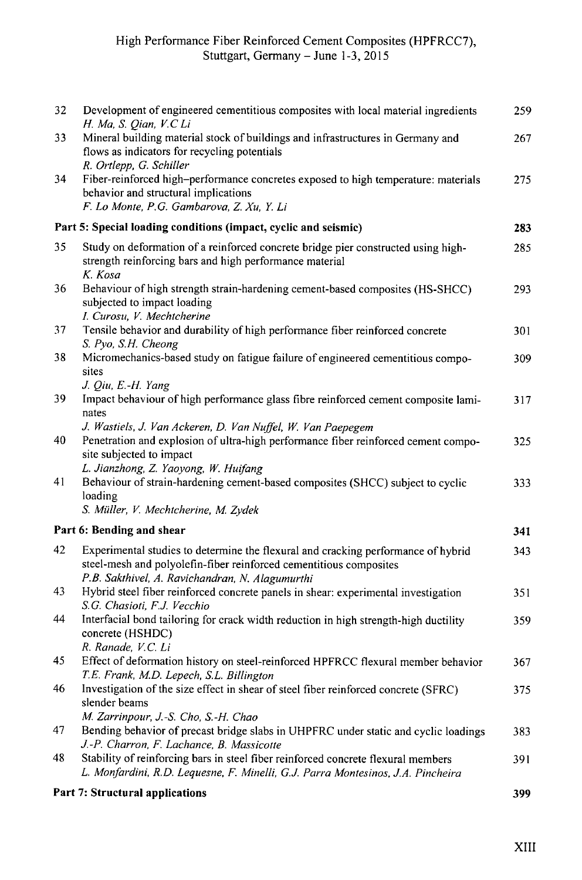| | | |
|---|---|---|
| 32 | Development of engineered cementitious composites with local material ingredients<br>*H. Ma, S. Qian, V.C Li* | 259 |
| 33 | Mineral building material stock of buildings and infrastructures in Germany and flows as indicators for recycling potentials<br>*R. Ortlepp, G. Schiller* | 267 |
| 34 | Fiber-reinforced high–performance concretes exposed to high temperature: materials behavior and structural implications<br>*F. Lo Monte, P.G. Gambarova, Z. Xu, Y. Li* | 275 |

## Part 5: Special loading conditions (impact, cyclic and seismic) — 283

| | | |
|---|---|---|
| 35 | Study on deformation of a reinforced concrete bridge pier constructed using high-strength reinforcing bars and high performance material<br>*K. Kosa* | 285 |
| 36 | Behaviour of high strength strain-hardening cement-based composites (HS-SHCC) subjected to impact loading<br>*I. Curosu, V. Mechtcherine* | 293 |
| 37 | Tensile behavior and durability of high performance fiber reinforced concrete<br>*S. Pyo, S.H. Cheong* | 301 |
| 38 | Micromechanics-based study on fatigue failure of engineered cementitious composites<br>*J. Qiu, E.-H. Yang* | 309 |
| 39 | Impact behaviour of high performance glass fibre reinforced cement composite laminates<br>*J. Wastiels, J. Van Ackeren, D. Van Nuffel, W. Van Paepegem* | 317 |
| 40 | Penetration and explosion of ultra-high performance fiber reinforced cement composite subjected to impact<br>*L. Jianzhong, Z. Yaoyong, W. Huifang* | 325 |
| 41 | Behaviour of strain-hardening cement-based composites (SHCC) subject to cyclic loading<br>*S. Müller, V. Mechtcherine, M. Zydek* | 333 |

## Part 6: Bending and shear — 341

| | | |
|---|---|---|
| 42 | Experimental studies to determine the flexural and cracking performance of hybrid steel-mesh and polyolefin-fiber reinforced cementitious composites<br>*P.B. Sakthivel, A. Ravichandran, N. Alagumurthi* | 343 |
| 43 | Hybrid steel fiber reinforced concrete panels in shear: experimental investigation<br>*S.G. Chasioti, F.J. Vecchio* | 351 |
| 44 | Interfacial bond tailoring for crack width reduction in high strength-high ductility concrete (HSHDC)<br>*R. Ranade, V.C. Li* | 359 |
| 45 | Effect of deformation history on steel-reinforced HPFRCC flexural member behavior<br>*T.E. Frank, M.D. Lepech, S.L. Billington* | 367 |
| 46 | Investigation of the size effect in shear of steel fiber reinforced concrete (SFRC) slender beams<br>*M. Zarrinpour, J.-S. Cho, S.-H. Chao* | 375 |
| 47 | Bending behavior of precast bridge slabs in UHPFRC under static and cyclic loadings<br>*J.-P. Charron, F. Lachance, B. Massicotte* | 383 |
| 48 | Stability of reinforcing bars in steel fiber reinforced concrete flexural members<br>*L. Monfardini, R.D. Lequesne, F. Minelli, G.J. Parra Montesinos, J.A. Pincheira* | 391 |

## Part 7: Structural applications — 399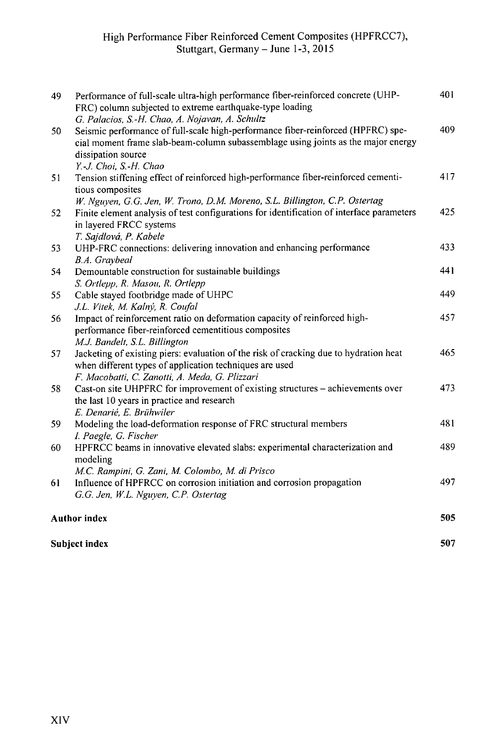| | | |
|---|---|---|
| 49 | Performance of full-scale ultra-high performance fiber-reinforced concrete (UHP-FRC) column subjected to extreme earthquake-type loading<br>*G. Palacios, S.-H. Chao, A. Nojavan, A. Schultz* | 401 |
| 50 | Seismic performance of full-scale high-performance fiber-reinforced (HPFRC) special moment frame slab-beam-column subassemblage using joints as the major energy dissipation source<br>*Y.-J. Choi, S.-H. Chao* | 409 |
| 51 | Tension stiffening effect of reinforced high-performance fiber-reinforced cementitious composites<br>*W. Nguyen, G.G. Jen, W. Trono, D.M. Moreno, S.L. Billington, C.P. Ostertag* | 417 |
| 52 | Finite element analysis of test configurations for identification of interface parameters in layered FRCC systems<br>*T. Sajdlová, P. Kabele* | 425 |
| 53 | UHP-FRC connections: delivering innovation and enhancing performance<br>*B.A. Graybeal* | 433 |
| 54 | Demountable construction for sustainable buildings<br>*S. Ortlepp, R. Masou, R. Ortlepp* | 441 |
| 55 | Cable stayed footbridge made of UHPC<br>*J.L. Vitek, M. Kalný, R. Coufal* | 449 |
| 56 | Impact of reinforcement ratio on deformation capacity of reinforced high-performance fiber-reinforced cementitious composites<br>*M.J. Bandelt, S.L. Billington* | 457 |
| 57 | Jacketing of existing piers: evaluation of the risk of cracking due to hydration heat when different types of application techniques are used<br>*F. Macobatti, C. Zanotti, A. Meda, G. Plizzari* | 465 |
| 58 | Cast-on site UHPFRC for improvement of existing structures – achievements over the last 10 years in practice and research<br>*E. Denarié, E. Brühwiler* | 473 |
| 59 | Modeling the load-deformation response of FRC structural members<br>*I. Paegle, G. Fischer* | 481 |
| 60 | HPFRCC beams in innovative elevated slabs: experimental characterization and modeling<br>*M.C. Rampini, G. Zani, M. Colombo, M. di Prisco* | 489 |
| 61 | Influence of HPFRCC on corrosion initiation and corrosion propagation<br>*G.G. Jen, W.L. Nguyen, C.P. Ostertag* | 497 |

**Author index** **505**

**Subject index** **507**